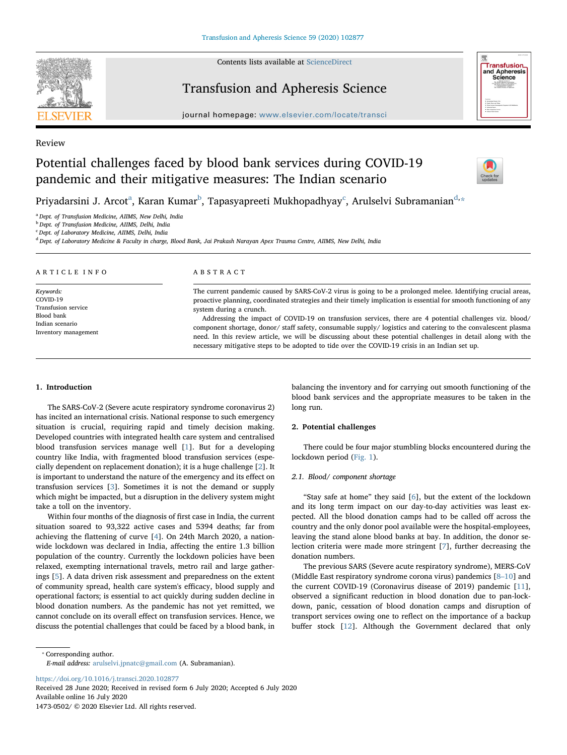Review

# Potential challenges faced by blood bank services during COVID-19 pandemic and their mitigative measures: The Indian scenario

Priyadarsini J. Arcot[a], Karan Kumar[b], Tapasyapreeti Mukhopadhyay[c], Arulselvi Subramanian[d,*]

[a] Dept. of Transfusion Medicine, AIIMS, New Delhi, India
[b] Dept. of Transfusion Medicine, AIIMS, Delhi, India
[c] Dept. of Laboratory Medicine, AIIMS, Delhi, India
[d] Dept. of Laboratory Medicine & Faculty in charge, Blood Bank, Jai Prakash Narayan Apex Trauma Centre, AIIMS, New Delhi, India

ARTICLE INFO

*Keywords:*
COVID-19
Transfusion service
Blood bank
Indian scenario
Inventory management

ABSTRACT

The current pandemic caused by SARS-CoV-2 virus is going to be a prolonged melee. Identifying crucial areas, proactive planning, coordinated strategies and their timely implication is essential for smooth functioning of any system during a crunch.

Addressing the impact of COVID-19 on transfusion services, there are 4 potential challenges viz. blood/ component shortage, donor/ staff safety, consumable supply/ logistics and catering to the convalescent plasma need. In this review article, we will be discussing about these potential challenges in detail along with the necessary mitigative steps to be adopted to tide over the COVID-19 crisis in an Indian set up.

## 1. Introduction

The SARS-CoV-2 (Severe acute respiratory syndrome coronavirus 2) has incited an international crisis. National response to such emergency situation is crucial, requiring rapid and timely decision making. Developed countries with integrated health care system and centralised blood transfusion services manage well [1]. But for a developing country like India, with fragmented blood transfusion services (especially dependent on replacement donation); it is a huge challenge [2]. It is important to understand the nature of the emergency and its effect on transfusion services [3]. Sometimes it is not the demand or supply which might be impacted, but a disruption in the delivery system might take a toll on the inventory.

Within four months of the diagnosis of first case in India, the current situation soared to 93,322 active cases and 5394 deaths; far from achieving the flattening of curve [4]. On 24th March 2020, a nationwide lockdown was declared in India, affecting the entire 1.3 billion population of the country. Currently the lockdown policies have been relaxed, exempting international travels, metro rail and large gatherings [5]. A data driven risk assessment and preparedness on the extent of community spread, health care system's efficacy, blood supply and operational factors; is essential to act quickly during sudden decline in blood donation numbers. As the pandemic has not yet remitted, we cannot conclude on its overall effect on transfusion services. Hence, we discuss the potential challenges that could be faced by a blood bank, in balancing the inventory and for carrying out smooth functioning of the blood bank services and the appropriate measures to be taken in the long run.

## 2. Potential challenges

There could be four major stumbling blocks encountered during the lockdown period (Fig. 1).

### 2.1. Blood/ component shortage

"Stay safe at home" they said [6], but the extent of the lockdown and its long term impact on our day-to-day activities was least expected. All the blood donation camps had to be called off across the country and the only donor pool available were the hospital-employees, leaving the stand alone blood banks at bay. In addition, the donor selection criteria were made more stringent [7], further decreasing the donation numbers.

The previous SARS (Severe acute respiratory syndrome), MERS-CoV (Middle East respiratory syndrome corona virus) pandemics [8–10] and the current COVID-19 (Coronavirus disease of 2019) pandemic [11], observed a significant reduction in blood donation due to pan-lockdown, panic, cessation of blood donation camps and disruption of transport services owing one to reflect on the importance of a backup buffer stock [12]. Although the Government declared that only

* Corresponding author.
*E-mail address:* arulselvi.jpnatc@gmail.com (A. Subramanian).

https://doi.org/10.1016/j.transci.2020.102877
Received 28 June 2020; Received in revised form 6 July 2020; Accepted 6 July 2020
Available online 16 July 2020
1473-0502/ © 2020 Elsevier Ltd. All rights reserved.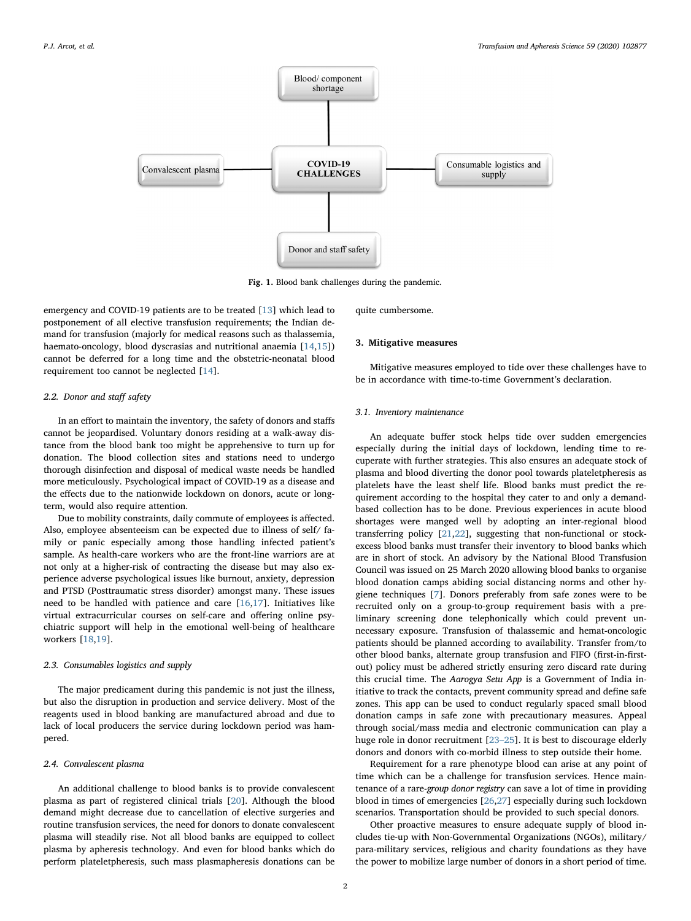Blood/ component shortage

Convalescent plasma

COVID-19 CHALLENGES

Consumable logistics and supply

Donor and staff safety

**Fig. 1.** Blood bank challenges during the pandemic.

emergency and COVID-19 patients are to be treated [13] which lead to postponement of all elective transfusion requirements; the Indian demand for transfusion (majorly for medical reasons such as thalassemia, haemato-oncology, blood dyscrasias and nutritional anaemia [14,15]) cannot be deferred for a long time and the obstetric-neonatal blood requirement too cannot be neglected [14].

### 2.2. Donor and staff safety

In an effort to maintain the inventory, the safety of donors and staffs cannot be jeopardised. Voluntary donors residing at a walk-away distance from the blood bank too might be apprehensive to turn up for donation. The blood collection sites and stations need to undergo thorough disinfection and disposal of medical waste needs be handled more meticulously. Psychological impact of COVID-19 as a disease and the effects due to the nationwide lockdown on donors, acute or long-term, would also require attention.

Due to mobility constraints, daily commute of employees is affected. Also, employee absenteeism can be expected due to illness of self/ family or panic especially among those handling infected patient's sample. As health-care workers who are the front-line warriors are at not only at a higher-risk of contracting the disease but may also experience adverse psychological issues like burnout, anxiety, depression and PTSD (Posttraumatic stress disorder) amongst many. These issues need to be handled with patience and care [16,17]. Initiatives like virtual extracurricular courses on self-care and offering online psychiatric support will help in the emotional well-being of healthcare workers [18,19].

### 2.3. Consumables logistics and supply

The major predicament during this pandemic is not just the illness, but also the disruption in production and service delivery. Most of the reagents used in blood banking are manufactured abroad and due to lack of local producers the service during lockdown period was hampered.

### 2.4. Convalescent plasma

An additional challenge to blood banks is to provide convalescent plasma as part of registered clinical trials [20]. Although the blood demand might decrease due to cancellation of elective surgeries and routine transfusion services, the need for donors to donate convalescent plasma will steadily rise. Not all blood banks are equipped to collect plasma by apheresis technology. And even for blood banks which do perform plateletpheresis, such mass plasmapheresis donations can be quite cumbersome.

## 3. Mitigative measures

Mitigative measures employed to tide over these challenges have to be in accordance with time-to-time Government's declaration.

### 3.1. Inventory maintenance

An adequate buffer stock helps tide over sudden emergencies especially during the initial days of lockdown, lending time to recuperate with further strategies. This also ensures an adequate stock of plasma and blood diverting the donor pool towards plateletpheresis as platelets have the least shelf life. Blood banks must predict the requirement according to the hospital they cater to and only a demand-based collection has to be done. Previous experiences in acute blood shortages were manged well by adopting an inter-regional blood transferring policy [21,22], suggesting that non-functional or stock-excess blood banks must transfer their inventory to blood banks which are in short of stock. An advisory by the National Blood Transfusion Council was issued on 25 March 2020 allowing blood banks to organise blood donation camps abiding social distancing norms and other hygiene techniques [7]. Donors preferably from safe zones were to be recruited only on a group-to-group requirement basis with a preliminary screening done telephonically which could prevent unnecessary exposure. Transfusion of thalassemic and hemat-oncologic patients should be planned according to availability. Transfer from/to other blood banks, alternate group transfusion and FIFO (first-in-first-out) policy must be adhered strictly ensuring zero discard rate during this crucial time. The *Aarogya Setu App* is a Government of India initiative to track the contacts, prevent community spread and define safe zones. This app can be used to conduct regularly spaced small blood donation camps in safe zone with precautionary measures. Appeal through social/mass media and electronic communication can play a huge role in donor recruitment [23–25]. It is best to discourage elderly donors and donors with co-morbid illness to step outside their home.

Requirement for a rare phenotype blood can arise at any point of time which can be a challenge for transfusion services. Hence maintenance of a rare-*group donor registry* can save a lot of time in providing blood in times of emergencies [26,27] especially during such lockdown scenarios. Transportation should be provided to such special donors.

Other proactive measures to ensure adequate supply of blood includes tie-up with Non-Governmental Organizations (NGOs), military/ para-military services, religious and charity foundations as they have the power to mobilize large number of donors in a short period of time.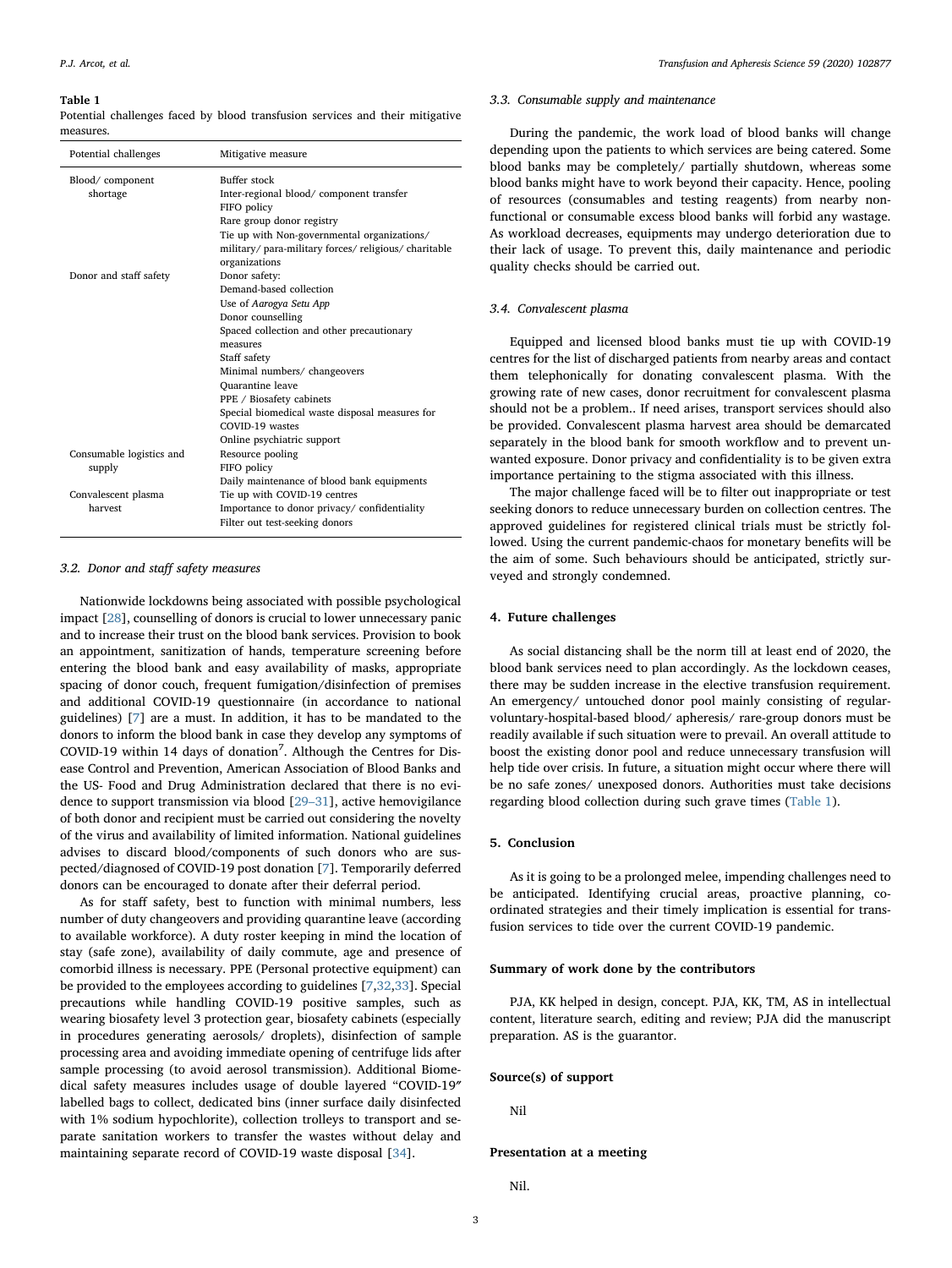**Table 1**
Potential challenges faced by blood transfusion services and their mitigative measures.

| Potential challenges | Mitigative measure |
|---|---|
| Blood/ component shortage | Buffer stock |
| | Inter-regional blood/ component transfer |
| | FIFO policy |
| | Rare group donor registry |
| | Tie up with Non-governmental organizations/ military/ para-military forces/ religious/ charitable organizations |
| Donor and staff safety | Donor safety: |
| | Demand-based collection |
| | Use of *Aarogya Setu App* |
| | Donor counselling |
| | Spaced collection and other precautionary measures |
| | Staff safety |
| | Minimal numbers/ changeovers |
| | Quarantine leave |
| | PPE / Biosafety cabinets |
| | Special biomedical waste disposal measures for COVID-19 wastes |
| | Online psychiatric support |
| Consumable logistics and supply | Resource pooling |
| | FIFO policy |
| | Daily maintenance of blood bank equipments |
| Convalescent plasma harvest | Tie up with COVID-19 centres |
| | Importance to donor privacy/ confidentiality |
| | Filter out test-seeking donors |

### 3.2. Donor and staff safety measures

Nationwide lockdowns being associated with possible psychological impact [28], counselling of donors is crucial to lower unnecessary panic and to increase their trust on the blood bank services. Provision to book an appointment, sanitization of hands, temperature screening before entering the blood bank and easy availability of masks, appropriate spacing of donor couch, frequent fumigation/disinfection of premises and additional COVID-19 questionnaire (in accordance to national guidelines) [7] are a must. In addition, it has to be mandated to the donors to inform the blood bank in case they develop any symptoms of COVID-19 within 14 days of donation[7]. Although the Centres for Disease Control and Prevention, American Association of Blood Banks and the US- Food and Drug Administration declared that there is no evidence to support transmission via blood [29–31], active hemovigilance of both donor and recipient must be carried out considering the novelty of the virus and availability of limited information. National guidelines advises to discard blood/components of such donors who are suspected/diagnosed of COVID-19 post donation [7]. Temporarily deferred donors can be encouraged to donate after their deferral period.

As for staff safety, best to function with minimal numbers, less number of duty changeovers and providing quarantine leave (according to available workforce). A duty roster keeping in mind the location of stay (safe zone), availability of daily commute, age and presence of comorbid illness is necessary. PPE (Personal protective equipment) can be provided to the employees according to guidelines [7,32,33]. Special precautions while handling COVID-19 positive samples, such as wearing biosafety level 3 protection gear, biosafety cabinets (especially in procedures generating aerosols/ droplets), disinfection of sample processing area and avoiding immediate opening of centrifuge lids after sample processing (to avoid aerosol transmission). Additional Biomedical safety measures includes usage of double layered "COVID-19″ labelled bags to collect, dedicated bins (inner surface daily disinfected with 1% sodium hypochlorite), collection trolleys to transport and separate sanitation workers to transfer the wastes without delay and maintaining separate record of COVID-19 waste disposal [34].

### 3.3. Consumable supply and maintenance

During the pandemic, the work load of blood banks will change depending upon the patients to which services are being catered. Some blood banks may be completely/ partially shutdown, whereas some blood banks might have to work beyond their capacity. Hence, pooling of resources (consumables and testing reagents) from nearby non-functional or consumable excess blood banks will forbid any wastage. As workload decreases, equipments may undergo deterioration due to their lack of usage. To prevent this, daily maintenance and periodic quality checks should be carried out.

### 3.4. Convalescent plasma

Equipped and licensed blood banks must tie up with COVID-19 centres for the list of discharged patients from nearby areas and contact them telephonically for donating convalescent plasma. With the growing rate of new cases, donor recruitment for convalescent plasma should not be a problem.. If need arises, transport services should also be provided. Convalescent plasma harvest area should be demarcated separately in the blood bank for smooth workflow and to prevent unwanted exposure. Donor privacy and confidentiality is to be given extra importance pertaining to the stigma associated with this illness.

The major challenge faced will be to filter out inappropriate or test seeking donors to reduce unnecessary burden on collection centres. The approved guidelines for registered clinical trials must be strictly followed. Using the current pandemic-chaos for monetary benefits will be the aim of some. Such behaviours should be anticipated, strictly surveyed and strongly condemned.

## 4. Future challenges

As social distancing shall be the norm till at least end of 2020, the blood bank services need to plan accordingly. As the lockdown ceases, there may be sudden increase in the elective transfusion requirement. An emergency/ untouched donor pool mainly consisting of regular-voluntary-hospital-based blood/ apheresis/ rare-group donors must be readily available if such situation were to prevail. An overall attitude to boost the existing donor pool and reduce unnecessary transfusion will help tide over crisis. In future, a situation might occur where there will be no safe zones/ unexposed donors. Authorities must take decisions regarding blood collection during such grave times (Table 1).

## 5. Conclusion

As it is going to be a prolonged melee, impending challenges need to be anticipated. Identifying crucial areas, proactive planning, co-ordinated strategies and their timely implication is essential for transfusion services to tide over the current COVID-19 pandemic.

## Summary of work done by the contributors

PJA, KK helped in design, concept. PJA, KK, TM, AS in intellectual content, literature search, editing and review; PJA did the manuscript preparation. AS is the guarantor.

## Source(s) of support

Nil

## Presentation at a meeting

Nil.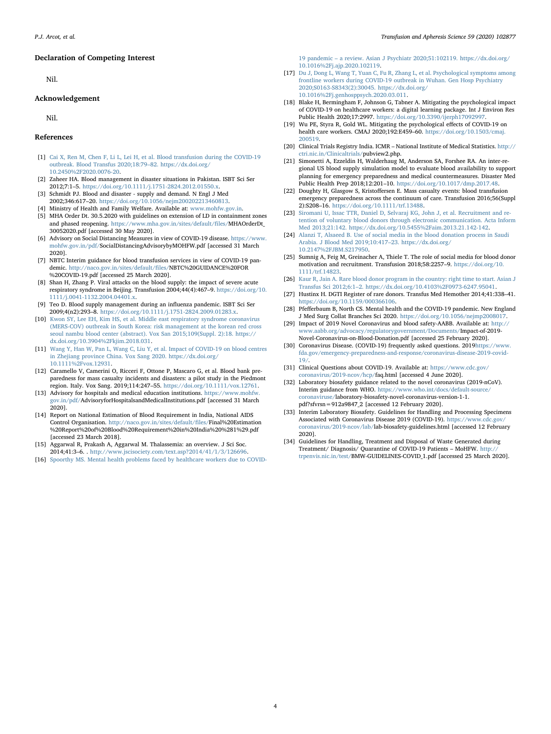## Declaration of Competing Interest

Nil.

## Acknowledgement

Nil.

## References

[1] Cai X, Ren M, Chen F, Li L, Lei H, et al. Blood transfusion during the COVID-19 outbreak. Blood Transfus 2020;18:79–82. https://dx.doi.org/10.2450%2F2020.0076-20.

[2] Zaheer HA. Blood management in disaster situations in Pakistan. ISBT Sci Ser 2012;7:1–5. https://doi.org/10.1111/j.1751-2824.2012.01550.x.

[3] Schmidt PJ. Blood and disaster - supply and demand. N Engl J Med 2002;346:617–20. https://doi.org/10.1056/nejm200202213460813.

[4] Ministry of Health and Family Welfare. Available at: www.mohfw.gov.in.

[5] MHA Order Dt. 30.5.2020 with guidelines on extension of LD in containment zones and phased reopening. https://www.mha.gov.in/sites/default/files/MHAOrderDt_30052020.pdf [accessed 30 May 2020].

[6] Advisory on Social Distancing Measures in view of COVID-19 disease. https://www.mohfw.gov.in/pdf/SocialDistancingAdvisorybyMOHFW.pdf [accessed 31 March 2020].

[7] NBTC Interim guidance for blood transfusion services in view of COVID-19 pandemic. http://naco.gov.in/sites/default/files/NBTC%20GUIDANCE%20FOR%20COVID-19.pdf [accessed 25 March 2020].

[8] Shan H, Zhang P. Viral attacks on the blood supply: the impact of severe acute respiratory syndrome in Beijing. Transfusion 2004;44(4):467–9. https://doi.org/10.1111/j.0041-1132.2004.04401.x.

[9] Teo D. Blood supply management during an influenza pandemic. ISBT Sci Ser 2009;4(n2):293–8. https://doi.org/10.1111/j.1751-2824.2009.01283.x.

[10] Kwon SY, Lee EH, Kim HS, et al. Middle east respiratory syndrome coronavirus (MERS-COV) outbreak in South Korea: risk management at the korean red cross seoul nambu blood center (abstract). Vox San 2015;109(Suppl. 2):18. https://dx.doi.org/10.3904%2Fkjim.2018.031.

[11] Wang Y, Han W, Pan L, Wang C, Liu Y, et al. Impact of COVID-19 on blood centres in Zhejiang province China. Vox Sang 2020. https://dx.doi.org/10.1111%2Fvox.12931.

[12] Caramello V, Camerini O, Ricceri F, Ottone P, Mascaro G, et al. Blood bank preparedness for mass casualty incidents and disasters: a pilot study in the Piedmont region. Italy. Vox Sang. 2019;114:247–55. https://doi.org/10.1111/vox.12761.

[13] Advisory for hospitals and medical education institutions. https://www.mohfw.gov.in/pdf/AdvisoryforHospitalsandMedicalInstitutions.pdf [accessed 31 March 2020].

[14] Report on National Estimation of Blood Requirement in India, National AIDS Control Organisation. http://naco.gov.in/sites/default/files/Final%20Estimation%20Report%20of%20Blood%20Requirement%20in%20India%20%281%29.pdf [accessed 23 March 2018].

[15] Aggarwal R, Prakash A, Aggarwal M. Thalassemia: an overview. J Sci Soc. 2014;41:3–6. . http://www.jscisociety.com/text.asp?2014/41/1/3/126696.

[16] Spoorthy MS. Mental health problems faced by healthcare workers due to COVID-19 pandemic – a review. Asian J Psychiatr 2020;51:102119. https://dx.doi.org/10.1016%2Fj.ajp.2020.102119.

[17] Du J, Dong L, Wang T, Yuan C, Fu R, Zhang L, et al. Psychological symptoms among frontline workers during COVID-19 outbreak in Wuhan. Gen Hosp Psychiatry 2020;S0163-S8343(2):30045. https://dx.doi.org/10.1016%2Fj.genhosppsych.2020.03.011.

[18] Blake H, Bermingham F, Johnson G, Tabner A. Mitigating the psychological impact of COVID-19 on healthcare workers: a digital learning package. Int J Environ Res Public Health 2020;17:2997. https://doi.org/10.3390/ijerph17092997.

[19] Wu PE, Styra R, Gold WL. Mitigating the psychological effects of COVID-19 on health care workers. CMAJ 2020;192:E459–60. https://doi.org/10.1503/cmaj.200519.

[20] Clinical Trials Registry India. ICMR – National Institute of Medical Statistics. http://ctri.nic.in/Clinicaltrials/pubview2.php.

[21] Simonetti A, Ezzeldin H, Walderhaug M, Anderson SA, Forshee RA. An inter-regional US blood supply simulation model to evaluate blood availability to support planning for emergency preparedness and medical countermeasures. Disaster Med Public Health Prep 2018;12:201–10. https://doi.org/10.1017/dmp.2017.48.

[22] Doughty H, Glasgow S, Kristoffersen E. Mass casualty events: blood transfusion emergency preparedness across the continuum of care. Transfusion 2016;56(Suppl 2):S208–16. https://doi.org/10.1111/trf.13488.

[23] Siromani U, Issac TTR, Daniel D, Selvaraj KG, John J, et al. Recruitment and retention of voluntary blood donors through electronic communication. Acta Inform Med 2013;21:142. https://dx.doi.org/10.5455%2Faim.2013.21.142-142.

[24] Alanzi T, Alsaeed B. Use of social media in the blood donation process in Saudi Arabia. J Blood Med 2019;10:417–23. https://dx.doi.org/10.2147%2FJBM.S217950.

[25] Sumnig A, Feig M, Greinacher A, Thiele T. The role of social media for blood donor motivation and recruitment. Transfusion 2018;58:2257–9. https://doi.org/10.1111/trf.14823.

[26] Kaur R, Jain A. Rare blood donor program in the country: right time to start. Asian J Transfus Sci 2012;6:1–2. https://dx.doi.org/10.4103%2F0973-6247.95041.

[27] Hustinx H. DGTI Register of rare donors. Transfus Med Hemother 2014;41:338–41. https://doi.org/10.1159/000366106.

[28] Pfefferbaum B, North CS. Mental health and the COVID-19 pandemic. New England J Med Surg Collat Branches Sci 2020. https://doi.org/10.1056/nejmp2008017.

[29] Impact of 2019 Novel Coronavirus and blood safety-AABB. Available at: http://www.aabb.org/advocacy/regulatorygovernment/Documents/Impact-of-2019-Novel-Coronavirus-on-Blood-Donation.pdf [accessed 25 February 2020].

[30] Coronavirus Disease. (COVID-19) frequently asked questions. 2019https://www.fda.gov/emergency-preparedness-and-response/coronavirus-disease-2019-covid-19/.

[31] Clinical Questions about COVID-19. Available at: https://www.cdc.gov/coronavirus/2019-ncov/hcp/faq.html [accessed 4 June 2020].

[32] Laboratory biosafety guidance related to the novel coronavirus (2019-nCoV). Interim guidance from WHO. https://www.who.int/docs/default-source/coronaviruse/laboratory-biosafety-novel-coronavirus-version-1-1.pdf?sfvrsn=912a9847_2 [accessed 12 February 2020].

[33] Interim Laboratory Biosafety. Guidelines for Handling and Processing Specimens Associated with Coronavirus Disease 2019 (COVID-19). https://www.cdc.gov/coronavirus/2019-ncov/lab/lab-biosafety-guidelines.html [accessed 12 February 2020].

[34] Guidelines for Handling, Treatment and Disposal of Waste Generated during Treatment/ Diagnosis/ Quarantine of COVID-19 Patients – MoHFW. http://trpenvis.nic.in/test/BMW-GUIDELINES-COVID_1.pdf [accessed 25 March 2020].